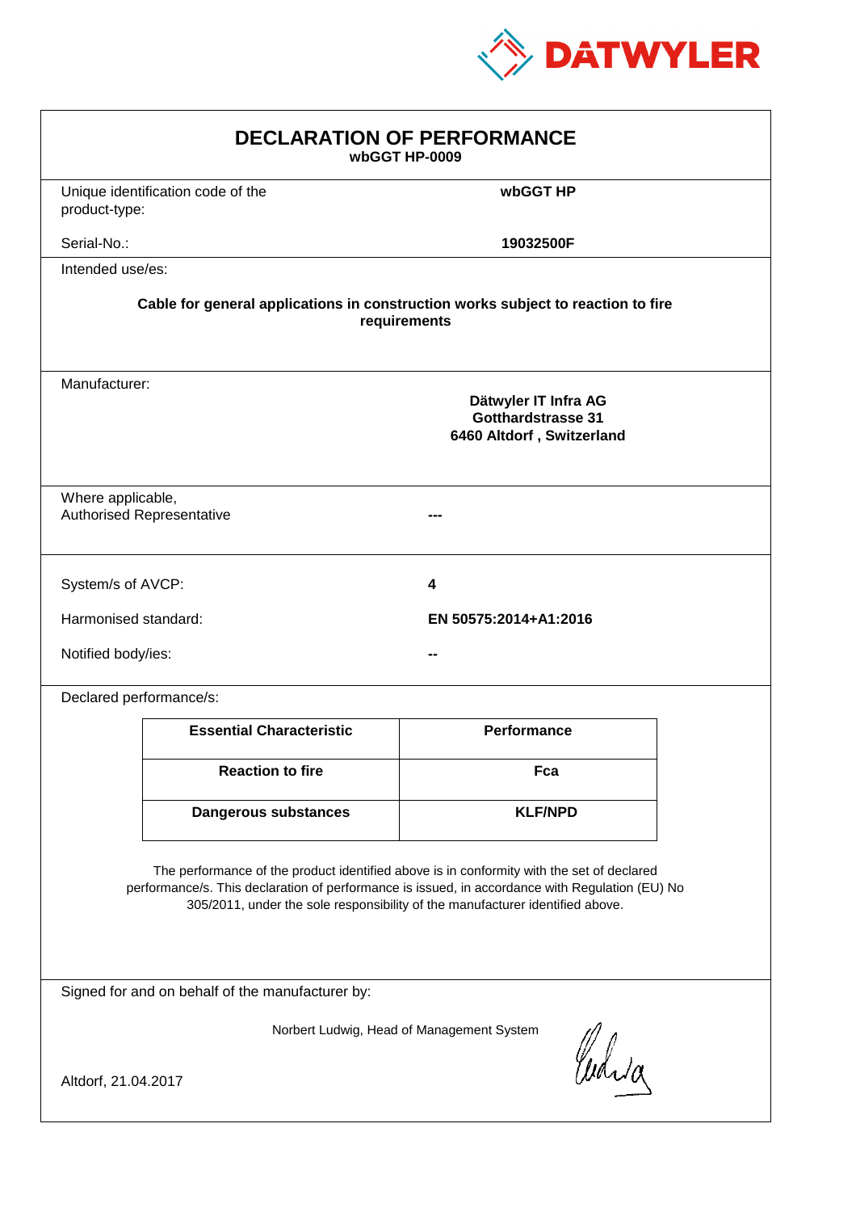DATWYLER

# DECLARATION OF PERFORMANCE

**wbGGT HP-0009**

| | |
|---|---|
| Unique identification code of the product-type: | **wbGGT HP** |
| Serial-No.: | **19032500F** |

Intended use/es:

**Cable for general applications in construction works subject to reaction to fire requirements**

Manufacturer:

**Dätwyler IT Infra AG**
**Gotthardstrasse 31**
**6460 Altdorf , Switzerland**

| | |
|---|---|
| Where applicable, Authorised Representative | --- |

| | |
|---|---|
| System/s of AVCP: | **4** |
| Harmonised standard: | **EN 50575:2014+A1:2016** |
| Notified body/ies: | -- |

Declared performance/s:

| Essential Characteristic | Performance |
|---|---|
| **Reaction to fire** | **Fca** |
| **Dangerous substances** | **KLF/NPD** |

The performance of the product identified above is in conformity with the set of declared performance/s. This declaration of performance is issued, in accordance with Regulation (EU) No 305/2011, under the sole responsibility of the manufacturer identified above.

Signed for and on behalf of the manufacturer by:

Norbert Ludwig, Head of Management System

Altdorf, 21.04.2017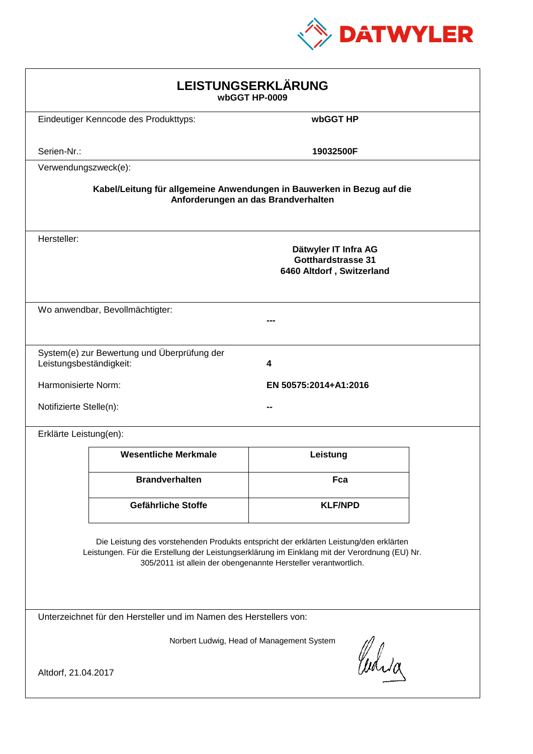# LEISTUNGSERKLÄRUNG

**wbGGT HP-0009**

Eindeutiger Kenncode des Produkttyps: **wbGGT HP**

Serien-Nr.: **19032500F**

Verwendungszweck(e):

**Kabel/Leitung für allgemeine Anwendungen in Bauwerken in Bezug auf die Anforderungen an das Brandverhalten**

Hersteller:

**Dätwyler IT Infra AG**
**Gotthardstrasse 31**
**6460 Altdorf , Switzerland**

Wo anwendbar, Bevollmächtigter: **---**

System(e) zur Bewertung und Überprüfung der Leistungsbeständigkeit: **4**

Harmonisierte Norm: **EN 50575:2014+A1:2016**

Notifizierte Stelle(n): **--**

Erklärte Leistung(en):

| Wesentliche Merkmale | Leistung |
|---|---|
| **Brandverhalten** | **Fca** |
| **Gefährliche Stoffe** | **KLF/NPD** |

Die Leistung des vorstehenden Produkts entspricht der erklärten Leistung/den erklärten Leistungen. Für die Erstellung der Leistungserklärung im Einklang mit der Verordnung (EU) Nr. 305/2011 ist allein der obengenannte Hersteller verantwortlich.

Unterzeichnet für den Hersteller und im Namen des Herstellers von:

Norbert Ludwig, Head of Management System

Altdorf, 21.04.2017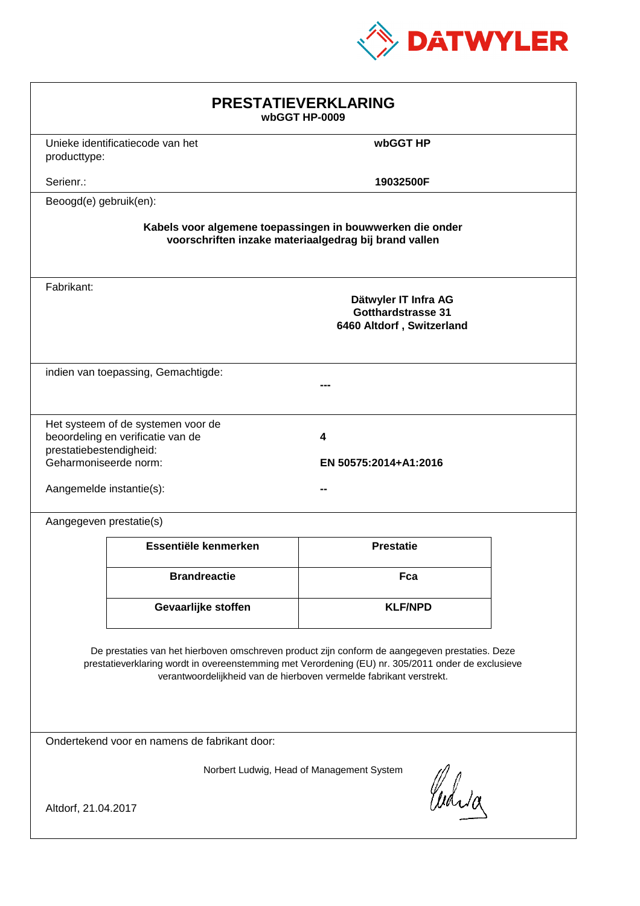DATWYLER

# PRESTATIEVERKLARING

**wbGGT HP-0009**

Unieke identificatiecode van het producttype: **wbGGT HP**

Serienr.: **19032500F**

Beoogd(e) gebruik(en):

**Kabels voor algemene toepassingen in bouwwerken die onder voorschriften inzake materiaalgedrag bij brand vallen**

Fabrikant:

**Dätwyler IT Infra AG**
**Gotthardstrasse 31**
**6460 Altdorf , Switzerland**

indien van toepassing, Gemachtigde: **---**

Het systeem of de systemen voor de beoordeling en verificatie van de prestatiebestendigheid: **4**

Geharmoniseerde norm: **EN 50575:2014+A1:2016**

Aangemelde instantie(s): **--**

Aangegeven prestatie(s)

| Essentiële kenmerken | Prestatie |
|---|---|
| **Brandreactie** | **Fca** |
| **Gevaarlijke stoffen** | **KLF/NPD** |

De prestaties van het hierboven omschreven product zijn conform de aangegeven prestaties. Deze prestatieverklaring wordt in overeenstemming met Verordening (EU) nr. 305/2011 onder de exclusieve verantwoordelijkheid van de hierboven vermelde fabrikant verstrekt.

Ondertekend voor en namens de fabrikant door:

Norbert Ludwig, Head of Management System

Altdorf, 21.04.2017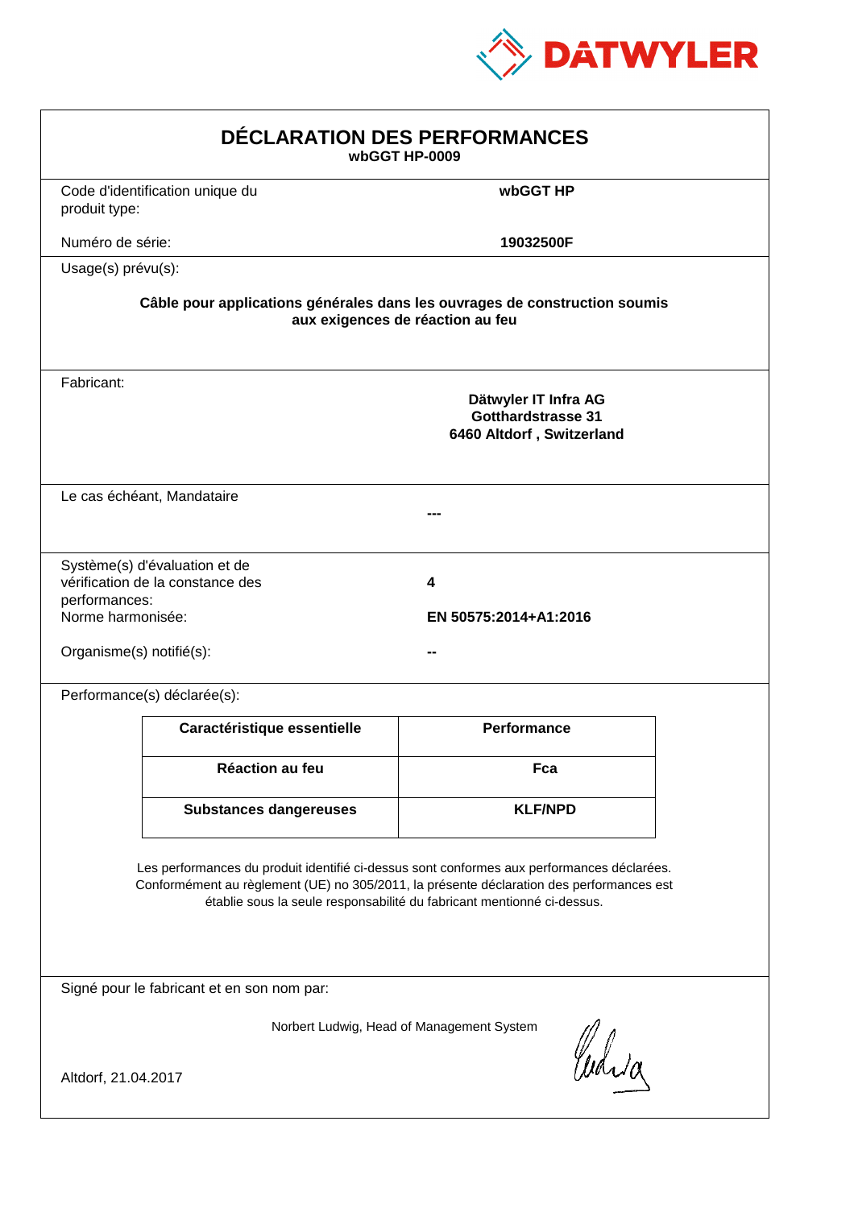DATWYLER

# DÉCLARATION DES PERFORMANCES

**wbGGT HP-0009**

Code d'identification unique du produit type: **wbGGT HP**

Numéro de série: **19032500F**

Usage(s) prévu(s):

**Câble pour applications générales dans les ouvrages de construction soumis aux exigences de réaction au feu**

Fabricant:

**Dätwyler IT Infra AG**
**Gotthardstrasse 31**
**6460 Altdorf , Switzerland**

Le cas échéant, Mandataire

**---**

Système(s) d'évaluation et de vérification de la constance des performances: **4**

Norme harmonisée: **EN 50575:2014+A1:2016**

Organisme(s) notifié(s): **--**

Performance(s) déclarée(s):

| Caractéristique essentielle | Performance |
|---|---|
| **Réaction au feu** | **Fca** |
| **Substances dangereuses** | **KLF/NPD** |

Les performances du produit identifié ci-dessus sont conformes aux performances déclarées. Conformément au règlement (UE) no 305/2011, la présente déclaration des performances est établie sous la seule responsabilité du fabricant mentionné ci-dessus.

Signé pour le fabricant et en son nom par:

Norbert Ludwig, Head of Management System

Altdorf, 21.04.2017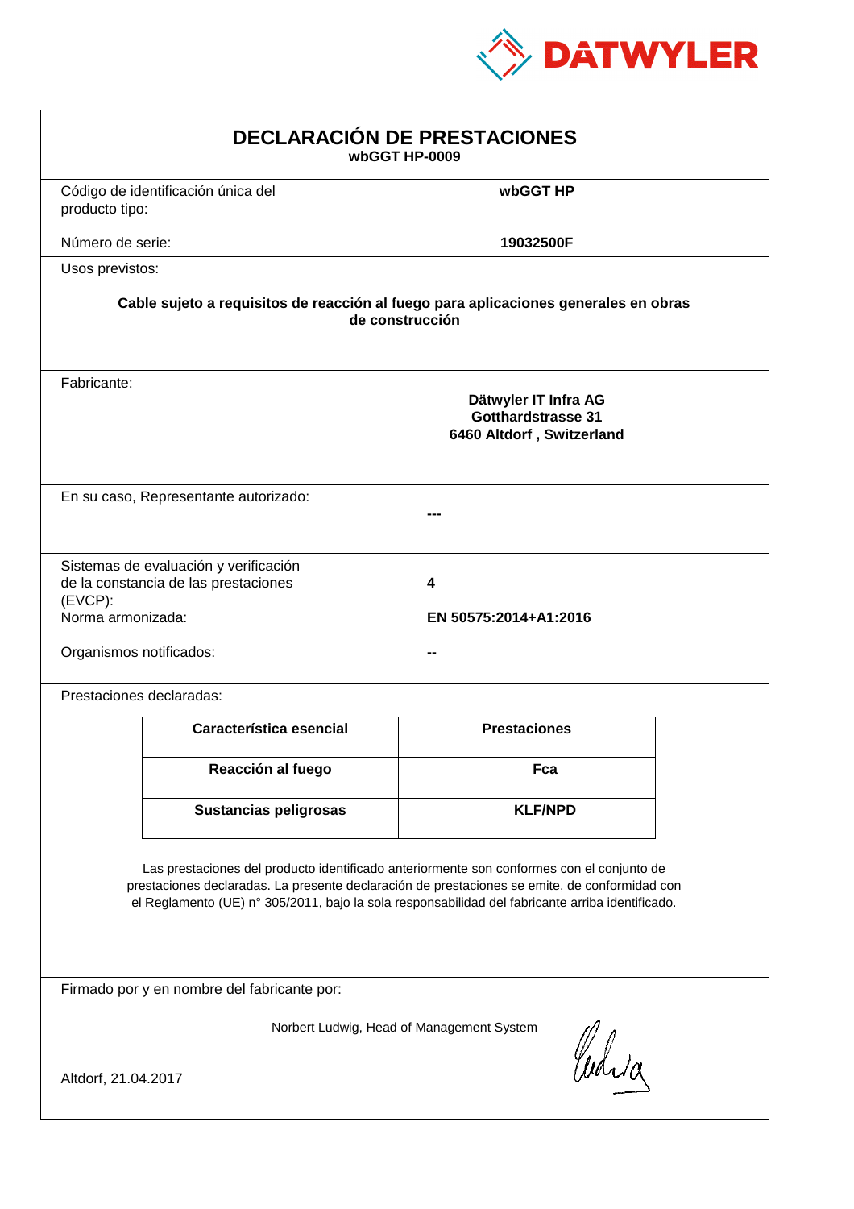DATWYLER

# DECLARACIÓN DE PRESTACIONES

**wbGGT HP-0009**

Código de identificación única del producto tipo: **wbGGT HP**

Número de serie: **19032500F**

Usos previstos:

**Cable sujeto a requisitos de reacción al fuego para aplicaciones generales en obras de construcción**

Fabricante:

**Dätwyler IT Infra AG**
**Gotthardstrasse 31**
**6460 Altdorf , Switzerland**

En su caso, Representante autorizado: **---**

Sistemas de evaluación y verificación de la constancia de las prestaciones (EVCP): **4**

Norma armonizada: **EN 50575:2014+A1:2016**

Organismos notificados: **--**

Prestaciones declaradas:

| Característica esencial | Prestaciones |
| --- | --- |
| **Reacción al fuego** | **Fca** |
| **Sustancias peligrosas** | **KLF/NPD** |

Las prestaciones del producto identificado anteriormente son conformes con el conjunto de prestaciones declaradas. La presente declaración de prestaciones se emite, de conformidad con el Reglamento (UE) n° 305/2011, bajo la sola responsabilidad del fabricante arriba identificado.

Firmado por y en nombre del fabricante por:

Norbert Ludwig, Head of Management System

Altdorf, 21.04.2017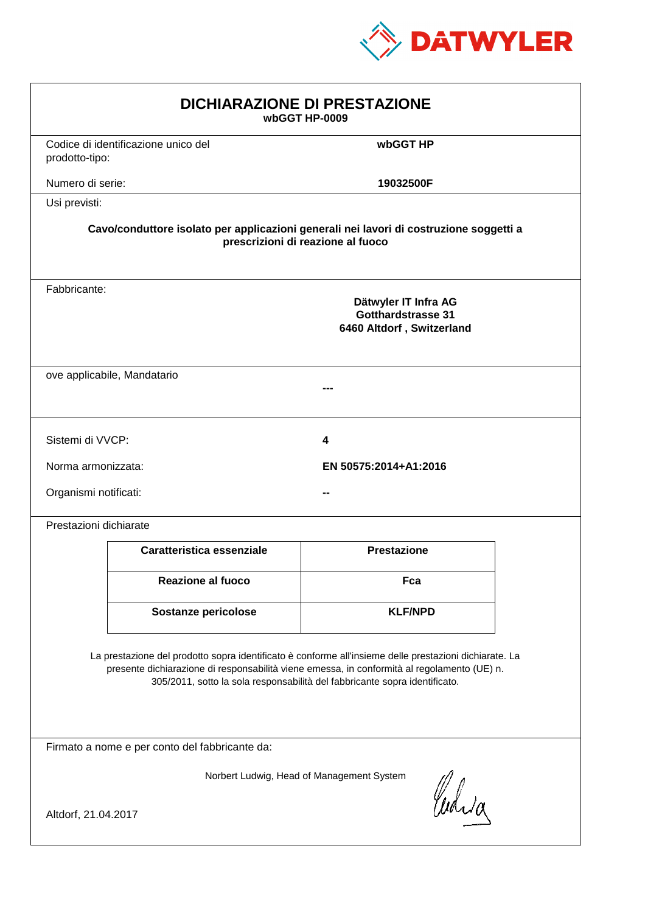DATWYLER

# DICHIARAZIONE DI PRESTAZIONE

**wbGGT HP-0009**

| | |
|---|---|
| Codice di identificazione unico del prodotto-tipo: | **wbGGT HP** |
| Numero di serie: | **19032500F** |

Usi previsti:

**Cavo/conduttore isolato per applicazioni generali nei lavori di costruzione soggetti a prescrizioni di reazione al fuoco**

Fabbricante:

**Dätwyler IT Infra AG**
**Gotthardstrasse 31**
**6460 Altdorf , Switzerland**

ove applicabile, Mandatario

**---**

| | |
|---|---|
| Sistemi di VVCP: | **4** |
| Norma armonizzata: | **EN 50575:2014+A1:2016** |
| Organismi notificati: | **--** |

Prestazioni dichiarate

| Caratteristica essenziale | Prestazione |
|---|---|
| **Reazione al fuoco** | **Fca** |
| **Sostanze pericolose** | **KLF/NPD** |

La prestazione del prodotto sopra identificato è conforme all'insieme delle prestazioni dichiarate. La presente dichiarazione di responsabilità viene emessa, in conformità al regolamento (UE) n. 305/2011, sotto la sola responsabilità del fabbricante sopra identificato.

Firmato a nome e per conto del fabbricante da:

Norbert Ludwig, Head of Management System

Altdorf, 21.04.2017